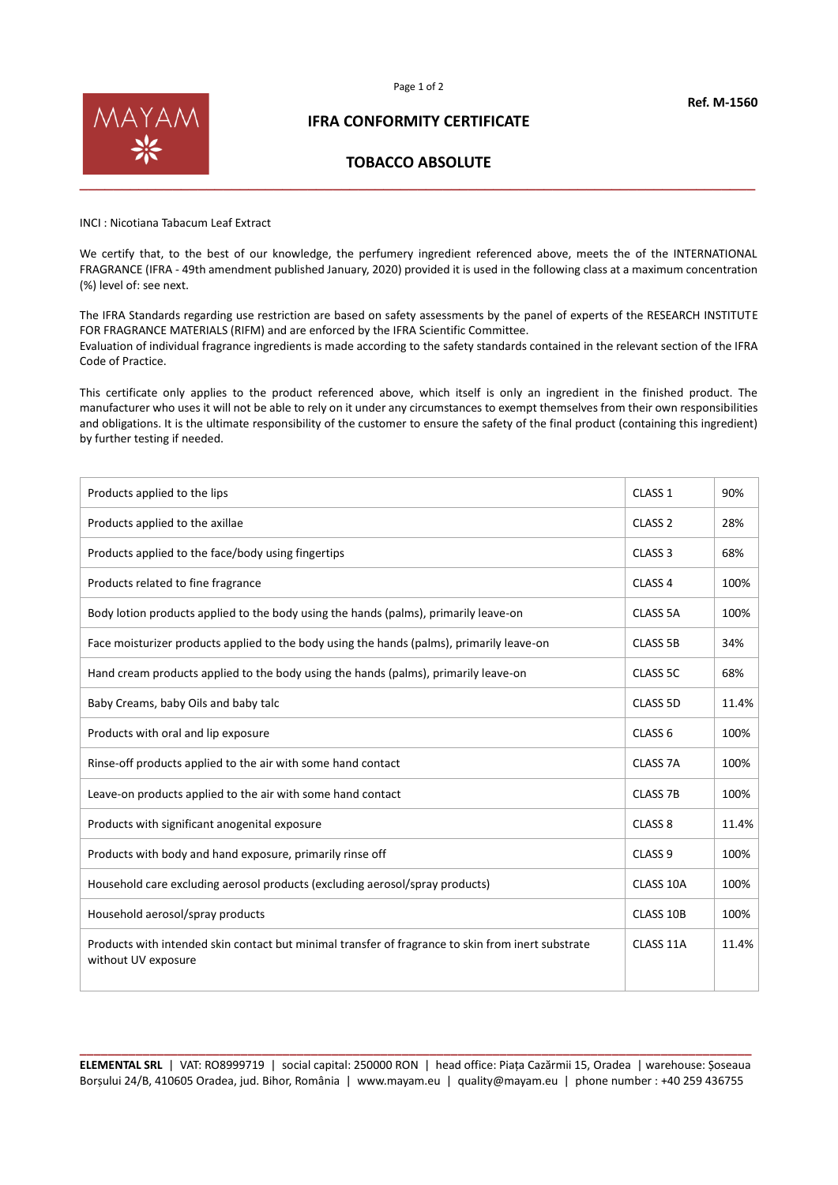Ref. M-1560

MAYAM

# IFRA CONFORMITY CERTIFICATE

## TOBACCO ABSOLUTE

INCI : Nicotiana Tabacum Leaf Extract

We certify that, to the best of our knowledge, the perfumery ingredient referenced above, meets the of the INTERNATIONAL FRAGRANCE (IFRA - 49th amendment published January, 2020) provided it is used in the following class at a maximum concentration (%) level of: see next.

The IFRA Standards regarding use restriction are based on safety assessments by the panel of experts of the RESEARCH INSTITUTE FOR FRAGRANCE MATERIALS (RIFM) and are enforced by the IFRA Scientific Committee.
Evaluation of individual fragrance ingredients is made according to the safety standards contained in the relevant section of the IFRA Code of Practice.

This certificate only applies to the product referenced above, which itself is only an ingredient in the finished product. The manufacturer who uses it will not be able to rely on it under any circumstances to exempt themselves from their own responsibilities and obligations. It is the ultimate responsibility of the customer to ensure the safety of the final product (containing this ingredient) by further testing if needed.

| | | |
|---|---|---|
| Products applied to the lips | CLASS 1 | 90% |
| Products applied to the axillae | CLASS 2 | 28% |
| Products applied to the face/body using fingertips | CLASS 3 | 68% |
| Products related to fine fragrance | CLASS 4 | 100% |
| Body lotion products applied to the body using the hands (palms), primarily leave-on | CLASS 5A | 100% |
| Face moisturizer products applied to the body using the hands (palms), primarily leave-on | CLASS 5B | 34% |
| Hand cream products applied to the body using the hands (palms), primarily leave-on | CLASS 5C | 68% |
| Baby Creams, baby Oils and baby talc | CLASS 5D | 11.4% |
| Products with oral and lip exposure | CLASS 6 | 100% |
| Rinse-off products applied to the air with some hand contact | CLASS 7A | 100% |
| Leave-on products applied to the air with some hand contact | CLASS 7B | 100% |
| Products with significant anogenital exposure | CLASS 8 | 11.4% |
| Products with body and hand exposure, primarily rinse off | CLASS 9 | 100% |
| Household care excluding aerosol products (excluding aerosol/spray products) | CLASS 10A | 100% |
| Household aerosol/spray products | CLASS 10B | 100% |
| Products with intended skin contact but minimal transfer of fragrance to skin from inert substrate without UV exposure | CLASS 11A | 11.4% |

**ELEMENTAL SRL** | VAT: RO8999719 | social capital: 250000 RON | head office: Piața Cazărmii 15, Oradea | warehouse: Șoseaua Borșului 24/B, 410605 Oradea, jud. Bihor, România | www.mayam.eu | quality@mayam.eu | phone number : +40 259 436755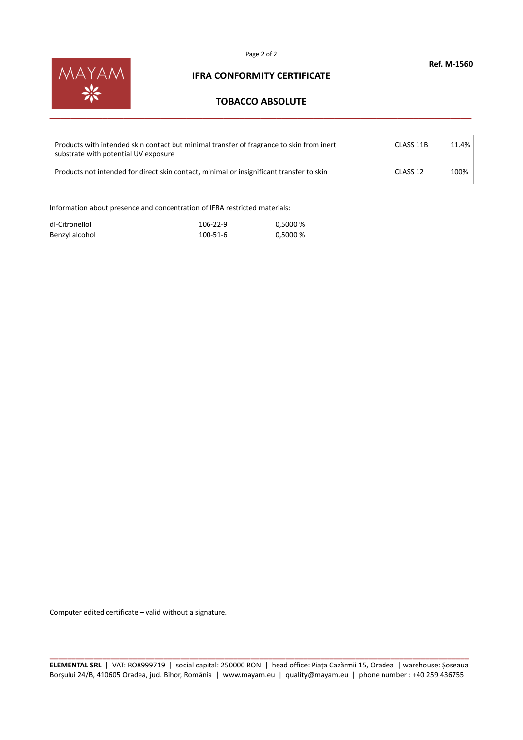**Ref. M-1560**

## IFRA CONFORMITY CERTIFICATE

## TOBACCO ABSOLUTE

| | | |
|---|---|---|
| Products with intended skin contact but minimal transfer of fragrance to skin from inert substrate with potential UV exposure | CLASS 11B | 11.4% |
| Products not intended for direct skin contact, minimal or insignificant transfer to skin | CLASS 12 | 100% |

Information about presence and concentration of IFRA restricted materials:

| | | |
|---|---|---|
| dl-Citronellol | 106-22-9 | 0,5000 % |
| Benzyl alcohol | 100-51-6 | 0,5000 % |

Computer edited certificate – valid without a signature.

**ELEMENTAL SRL** | VAT: RO8999719 | social capital: 250000 RON | head office: Piața Cazărmii 15, Oradea | warehouse: Șoseaua Borșului 24/B, 410605 Oradea, jud. Bihor, România | www.mayam.eu | quality@mayam.eu | phone number : +40 259 436755